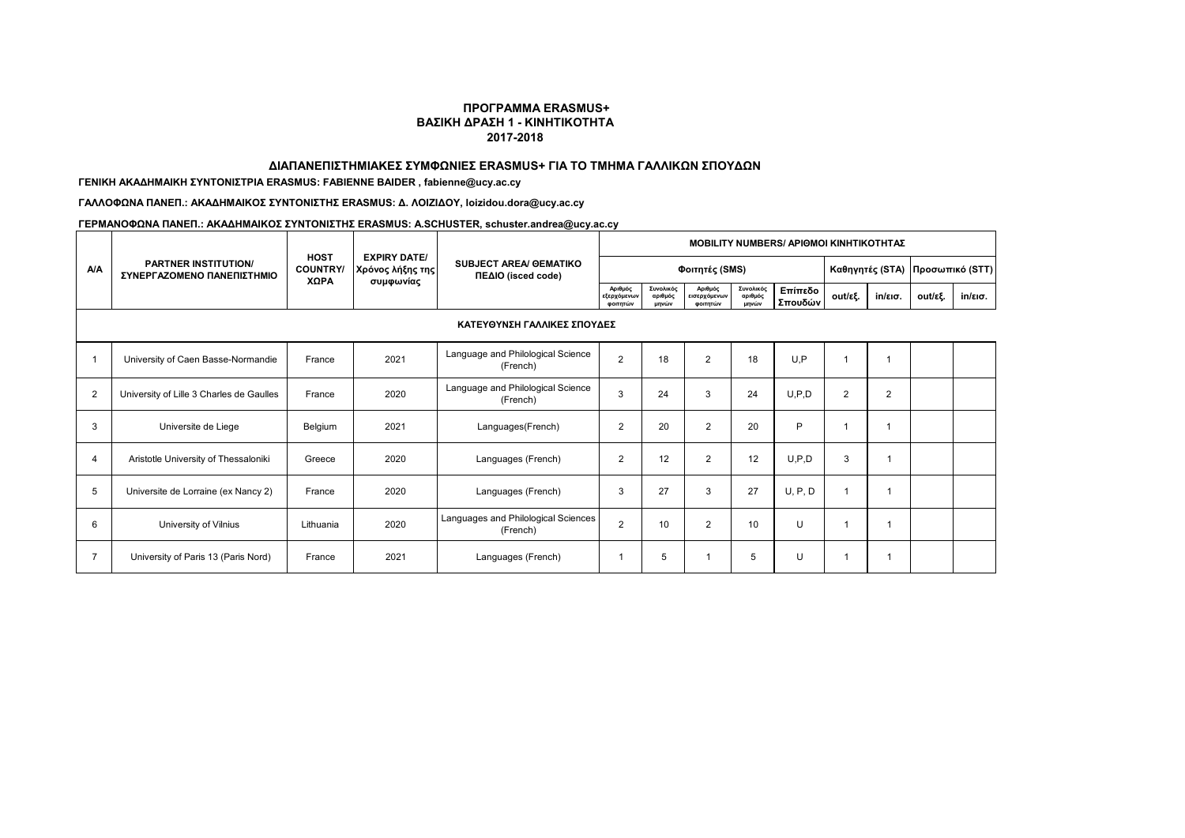# ΠΡΟΓΡΑΜΜΑ ERASMUS+
## ΒΑΣΙΚΗ ΔΡΑΣΗ 1 - ΚΙΝΗΤΙΚΟΤΗΤΑ
## 2017-2018

### ΔΙΑΠΑΝΕΠΙΣΤΗΜΙΑΚΕΣ ΣΥΜΦΩΝΙΕΣ ERASMUS+ ΓΙΑ ΤΟ ΤΜΗΜΑ ΓΑΛΛΙΚΩΝ ΣΠΟΥΔΩΝ

**ΓΕΝΙΚΗ ΑΚΑΔΗΜΑΙΚΗ ΣΥΝΤΟΝΙΣΤΡΙΑ ERASMUS: FABIENNE BAIDER , fabienne@ucy.ac.cy**

**ΓΑΛΛΟΦΩΝΑ ΠΑΝΕΠ.: ΑΚΑΔΗΜΑΙΚΟΣ ΣΥΝΤΟΝΙΣΤΗΣ ERASMUS: Δ. ΛΟΙΖΙΔΟΥ, loizidou.dora@ucy.ac.cy**

**ΓΕΡΜΑΝΟΦΩΝΑ ΠΑΝΕΠ.: ΑΚΑΔΗΜΑΙΚΟΣ ΣΥΝΤΟΝΙΣΤΗΣ ERASMUS: A.SCHUSTER, schuster.andrea@ucy.ac.cy**

| A/A | PARTNER INSTITUTION/ ΣΥΝΕΡΓΑΖΟΜΕΝΟ ΠΑΝΕΠΙΣΤΗΜΙΟ | HOST COUNTRY/ ΧΩΡΑ | EXPIRY DATE/ Χρόνος λήξης της συμφωνίας | SUBJECT AREA/ ΘΕΜΑΤΙΚΟ ΠΕΔΙΟ (isced code) | MOBILITY NUMBERS/ ΑΡΙΘΜΟΙ ΚΙΝΗΤΙΚΟΤΗΤΑΣ | | | | | | | | |
|---|---|---|---|---|---|---|---|---|---|---|---|---|---|
| | | | | | Φοιτητές (SMS) | | | | | Καθηγητές (STA) | | Προσωπικό (STT) | |
| | | | | | Αριθμός εξερχόμενων φοιτητών | Συνολικός αριθμός μηνών | Αριθμός εισερχόμενων φοιτητών | Συνολικός αριθμός μηνών | Επίπεδο Σπουδών | out/εξ. | in/εισ. | out/εξ. | in/εισ. |
| **ΚΑΤΕΥΘΥΝΣΗ ΓΑΛΛΙΚΕΣ ΣΠΟΥΔΕΣ** | | | | | | | | | | | | | |
| 1 | University of Caen Basse-Normandie | France | 2021 | Language and Philological Science (French) | 2 | 18 | 2 | 18 | U,P | 1 | 1 | | |
| 2 | University of Lille 3 Charles de Gaulles | France | 2020 | Language and Philological Science (French) | 3 | 24 | 3 | 24 | U,P,D | 2 | 2 | | |
| 3 | Universite de Liege | Belgium | 2021 | Languages(French) | 2 | 20 | 2 | 20 | P | 1 | 1 | | |
| 4 | Aristotle University of Thessaloniki | Greece | 2020 | Languages (French) | 2 | 12 | 2 | 12 | U,P,D | 3 | 1 | | |
| 5 | Universite de Lorraine (ex Nancy 2) | France | 2020 | Languages (French) | 3 | 27 | 3 | 27 | U, P, D | 1 | 1 | | |
| 6 | University of Vilnius | Lithuania | 2020 | Languages and Philological Sciences (French) | 2 | 10 | 2 | 10 | U | 1 | 1 | | |
| 7 | University of Paris 13 (Paris Nord) | France | 2021 | Languages (French) | 1 | 5 | 1 | 5 | U | 1 | 1 | | |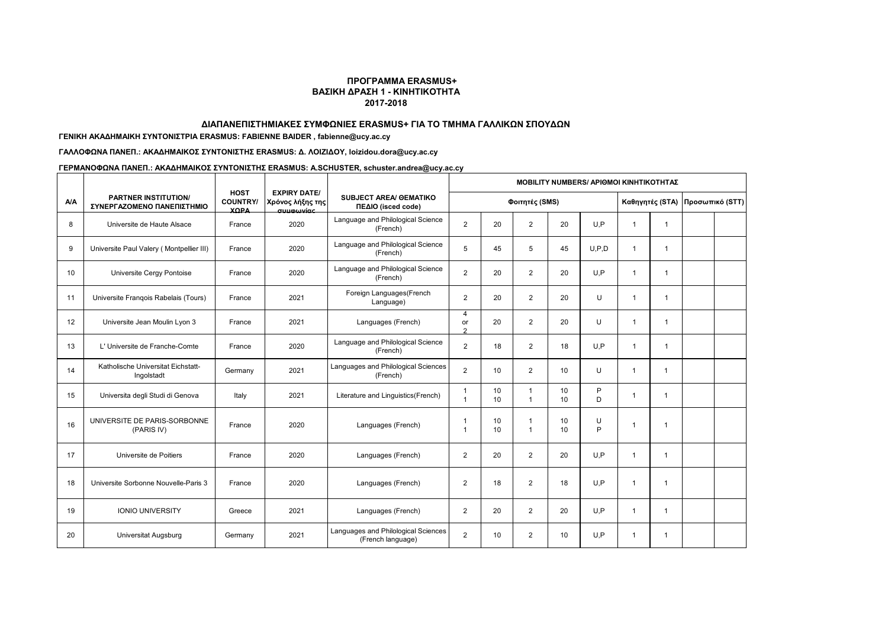**ΠΡΟΓΡΑΜΜΑ ERASMUS+**
**ΒΑΣΙΚΗ ΔΡΑΣΗ 1 - ΚΙΝΗΤΙΚΟΤΗΤΑ**
**2017-2018**

**ΔΙΑΠΑΝΕΠΙΣΤΗΜΙΑΚΕΣ ΣΥΜΦΩΝΙΕΣ ERASMUS+ ΓΙΑ ΤΟ ΤΜΗΜΑ ΓΑΛΛΙΚΩΝ ΣΠΟΥΔΩΝ**

**ΓΕΝΙΚΗ ΑΚΑΔΗΜΑΙΚΗ ΣΥΝΤΟΝΙΣΤΡΙΑ ERASMUS: FABIENNE BAIDER , fabienne@ucy.ac.cy**

**ΓΑΛΛΟΦΩΝΑ ΠΑΝΕΠ.: ΑΚΑΔΗΜΑΙΚΟΣ ΣΥΝΤΟΝΙΣΤΗΣ ERASMUS: Δ. ΛΟΙΖΙΔΟΥ, loizidou.dora@ucy.ac.cy**

**ΓΕΡΜΑΝΟΦΩΝΑ ΠΑΝΕΠ.: ΑΚΑΔΗΜΑΙΚΟΣ ΣΥΝΤΟΝΙΣΤΗΣ ERASMUS: A.SCHUSTER, schuster.andrea@ucy.ac.cy**

| A/A | PARTNER INSTITUTION/ ΣΥΝΕΡΓΑΖΟΜΕΝΟ ΠΑΝΕΠΙΣΤΗΜΙΟ | HOST COUNTRY/ ΧΩΡΑ | EXPIRY DATE/ Χρόνος λήξης της συμφωνίας | SUBJECT AREA/ ΘΕΜΑΤΙΚΟ ΠΕΔΙΟ (isced code) | MOBILITY NUMBERS/ ΑΡΙΘΜΟΙ ΚΙΝΗΤΙΚΟΤΗΤΑΣ | | | | | | | | |
|---|---|---|---|---|---|---|---|---|---|---|---|---|---|
| | | | | | Φοιτητές (SMS) | | | | | Καθηγητές (STA) | | Προσωπικό (STT) | |
| 8 | Universite de Haute Alsace | France | 2020 | Language and Philological Science (French) | 2 | 20 | 2 | 20 | U,P | 1 | 1 | | |
| 9 | Universite Paul Valery ( Montpellier III) | France | 2020 | Language and Philological Science (French) | 5 | 45 | 5 | 45 | U,P,D | 1 | 1 | | |
| 10 | Universite Cergy Pontoise | France | 2020 | Language and Philological Science (French) | 2 | 20 | 2 | 20 | U,P | 1 | 1 | | |
| 11 | Universite Franqois Rabelais (Tours) | France | 2021 | Foreign Languages(French Language) | 2 | 20 | 2 | 20 | U | 1 | 1 | | |
| 12 | Universite Jean Moulin Lyon 3 | France | 2021 | Languages (French) | 4 or 2 | 20 | 2 | 20 | U | 1 | 1 | | |
| 13 | L' Universite de Franche-Comte | France | 2020 | Language and Philological Science (French) | 2 | 18 | 2 | 18 | U,P | 1 | 1 | | |
| 14 | Katholische Universitat Eichstatt-Ingolstadt | Germany | 2021 | Languages and Philological Sciences (French) | 2 | 10 | 2 | 10 | U | 1 | 1 | | |
| 15 | Universita degli Studi di Genova | Italy | 2021 | Literature and Linguistics(French) | 1<br>1 | 10<br>10 | 1<br>1 | 10<br>10 | P<br>D | 1 | 1 | | |
| 16 | UNIVERSITE DE PARIS-SORBONNE (PARIS IV) | France | 2020 | Languages (French) | 1<br>1 | 10<br>10 | 1<br>1 | 10<br>10 | U<br>P | 1 | 1 | | |
| 17 | Universite de Poitiers | France | 2020 | Languages (French) | 2 | 20 | 2 | 20 | U,P | 1 | 1 | | |
| 18 | Universite Sorbonne Nouvelle-Paris 3 | France | 2020 | Languages (French) | 2 | 18 | 2 | 18 | U,P | 1 | 1 | | |
| 19 | IONIO UNIVERSITY | Greece | 2021 | Languages (French) | 2 | 20 | 2 | 20 | U,P | 1 | 1 | | |
| 20 | Universitat Augsburg | Germany | 2021 | Languages and Philological Sciences (French language) | 2 | 10 | 2 | 10 | U,P | 1 | 1 | | |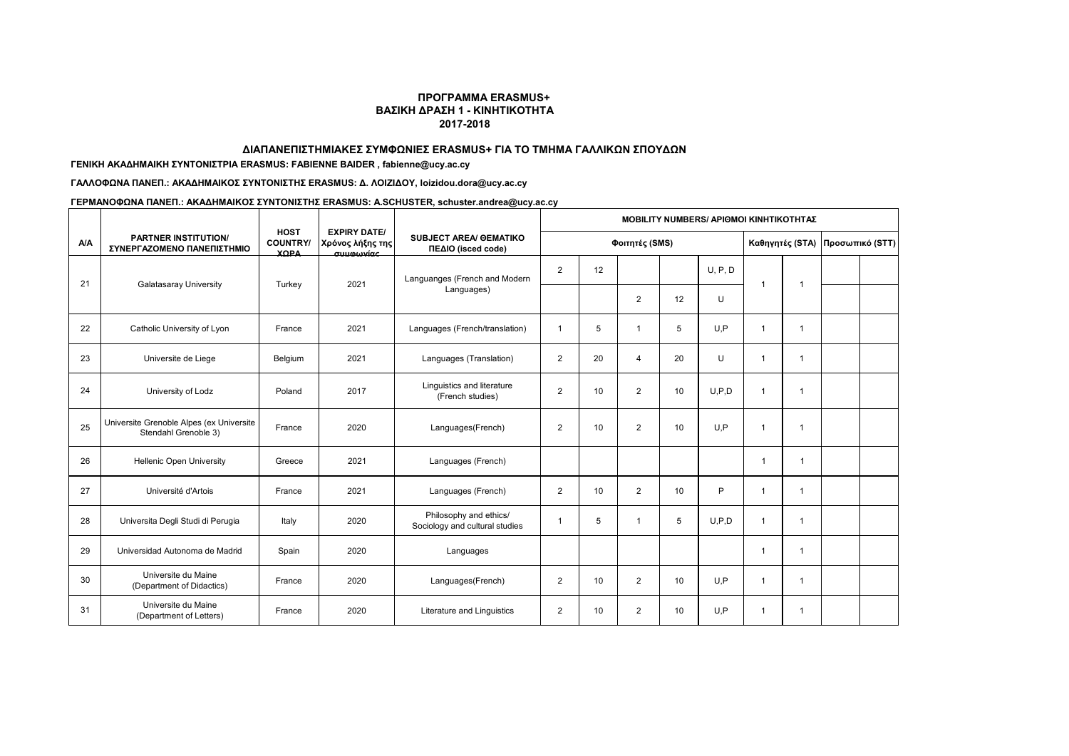## ΠΡΟΓΡΑΜΜΑ ERASMUS+
## ΒΑΣΙΚΗ ΔΡΑΣΗ 1 - ΚΙΝΗΤΙΚΟΤΗΤΑ
## 2017-2018

### ΔΙΑΠΑΝΕΠΙΣΤΗΜΙΑΚΕΣ ΣΥΜΦΩΝΙΕΣ ERASMUS+ ΓΙΑ ΤΟ ΤΜΗΜΑ ΓΑΛΛΙΚΩΝ ΣΠΟΥΔΩΝ

**ΓΕΝΙΚΗ ΑΚΑΔΗΜΑΙΚΗ ΣΥΝΤΟΝΙΣΤΡΙΑ ERASMUS: FABIENNE BAIDER , fabienne@ucy.ac.cy**

**ΓΑΛΛΟΦΩΝΑ ΠΑΝΕΠ.: ΑΚΑΔΗΜΑΙΚΟΣ ΣΥΝΤΟΝΙΣΤΗΣ ERASMUS: Δ. ΛΟΙΖΙΔΟΥ, loizidou.dora@ucy.ac.cy**

**ΓΕΡΜΑΝΟΦΩΝΑ ΠΑΝΕΠ.: ΑΚΑΔΗΜΑΙΚΟΣ ΣΥΝΤΟΝΙΣΤΗΣ ERASMUS: A.SCHUSTER, schuster.andrea@ucy.ac.cy**

| A/A | PARTNER INSTITUTION/ ΣΥΝΕΡΓΑΖΟΜΕΝΟ ΠΑΝΕΠΙΣΤΗΜΙΟ | HOST COUNTRY/ ΧΩΡΑ | EXPIRY DATE/ Χρόνος λήξης της συμφωνίας | SUBJECT AREA/ ΘΕΜΑΤΙΚΟ ΠΕΔΙΟ (isced code) | MOBILITY NUMBERS/ ΑΡΙΘΜΟΙ ΚΙΝΗΤΙΚΟΤΗΤΑΣ | | | | | | | | |
|---|---|---|---|---|---|---|---|---|---|---|---|---|---|
| | | | | | Φοιτητές (SMS) | | | | | Καθηγητές (STA) | | Προσωπικό (STT) | |
| 21 | Galatasaray University | Turkey | 2021 | Languanges (French and Modern Languages) | 2 | 12 | | | U, P, D | 1 | 1 | | |
| | | | | | | | 2 | 12 | U | | | | |
| 22 | Catholic University of Lyon | France | 2021 | Languages (French/translation) | 1 | 5 | 1 | 5 | U,P | 1 | 1 | | |
| 23 | Universite de Liege | Belgium | 2021 | Languages (Translation) | 2 | 20 | 4 | 20 | U | 1 | 1 | | |
| 24 | University of Lodz | Poland | 2017 | Linguistics and literature (French studies) | 2 | 10 | 2 | 10 | U,P,D | 1 | 1 | | |
| 25 | Universite Grenoble Alpes (ex Universite Stendahl Grenoble 3) | France | 2020 | Languages(French) | 2 | 10 | 2 | 10 | U,P | 1 | 1 | | |
| 26 | Hellenic Open University | Greece | 2021 | Languages (French) | | | | | | 1 | 1 | | |
| 27 | Université d'Artois | France | 2021 | Languages (French) | 2 | 10 | 2 | 10 | P | 1 | 1 | | |
| 28 | Universita Degli Studi di Perugia | Italy | 2020 | Philosophy and ethics/ Sociology and cultural studies | 1 | 5 | 1 | 5 | U,P,D | 1 | 1 | | |
| 29 | Universidad Autonoma de Madrid | Spain | 2020 | Languages | | | | | | 1 | 1 | | |
| 30 | Universite du Maine (Department of Didactics) | France | 2020 | Languages(French) | 2 | 10 | 2 | 10 | U,P | 1 | 1 | | |
| 31 | Universite du Maine (Department of Letters) | France | 2020 | Literature and Linguistics | 2 | 10 | 2 | 10 | U,P | 1 | 1 | | |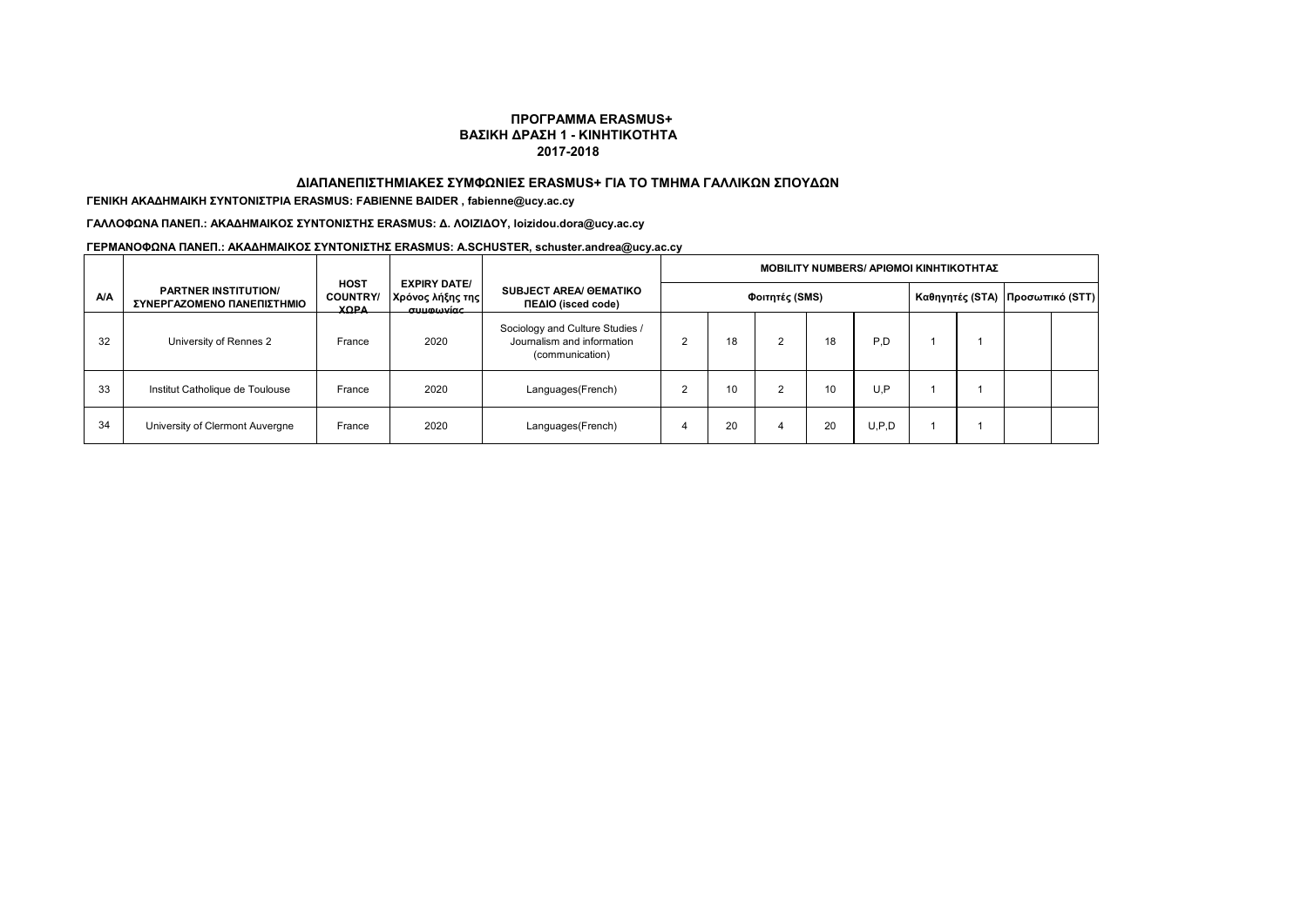# ΠΡΟΓΡΑΜΜΑ ERASMUS+
## ΒΑΣΙΚΗ ΔΡΑΣΗ 1 - ΚΙΝΗΤΙΚΟΤΗΤΑ
## 2017-2018

### ΔΙΑΠΑΝΕΠΙΣΤΗΜΙΑΚΕΣ ΣΥΜΦΩΝΙΕΣ ERASMUS+ ΓΙΑ ΤΟ ΤΜΗΜΑ ΓΑΛΛΙΚΩΝ ΣΠΟΥΔΩΝ

**ΓΕΝΙΚΗ ΑΚΑΔΗΜΑΙΚΗ ΣΥΝΤΟΝΙΣΤΡΙΑ ERASMUS: FABIENNE BAIDER , fabienne@ucy.ac.cy**

**ΓΑΛΛΟΦΩΝΑ ΠΑΝΕΠ.: ΑΚΑΔΗΜΑΙΚΟΣ ΣΥΝΤΟΝΙΣΤΗΣ ERASMUS: Δ. ΛΟΙΖΙΔΟΥ, loizidou.dora@ucy.ac.cy**

**ΓΕΡΜΑΝΟΦΩΝΑ ΠΑΝΕΠ.: ΑΚΑΔΗΜΑΙΚΟΣ ΣΥΝΤΟΝΙΣΤΗΣ ERASMUS: A.SCHUSTER, schuster.andrea@ucy.ac.cy**

| A/A | PARTNER INSTITUTION/ ΣΥΝΕΡΓΑΖΟΜΕΝΟ ΠΑΝΕΠΙΣΤΗΜΙΟ | HOST COUNTRY/ ΧΩΡΑ | EXPIRY DATE/ Χρόνος λήξης της συμφωνίας | SUBJECT AREA/ ΘΕΜΑΤΙΚΟ ΠΕΔΙΟ (isced code) | MOBILITY NUMBERS/ ΑΡΙΘΜΟΙ ΚΙΝΗΤΙΚΟΤΗΤΑΣ | | | | | | | | |
|---|---|---|---|---|---|---|---|---|---|---|---|---|---|
| | | | | | Φοιτητές (SMS) | | | | | Καθηγητές (STA) | | Προσωπικό (STT) | |
| 32 | University of Rennes 2 | France | 2020 | Sociology and Culture Studies / Journalism and information (communication) | 2 | 18 | 2 | 18 | P,D | 1 | 1 | | |
| 33 | Institut Catholique de Toulouse | France | 2020 | Languages(French) | 2 | 10 | 2 | 10 | U,P | 1 | 1 | | |
| 34 | University of Clermont Auvergne | France | 2020 | Languages(French) | 4 | 20 | 4 | 20 | U,P,D | 1 | 1 | | |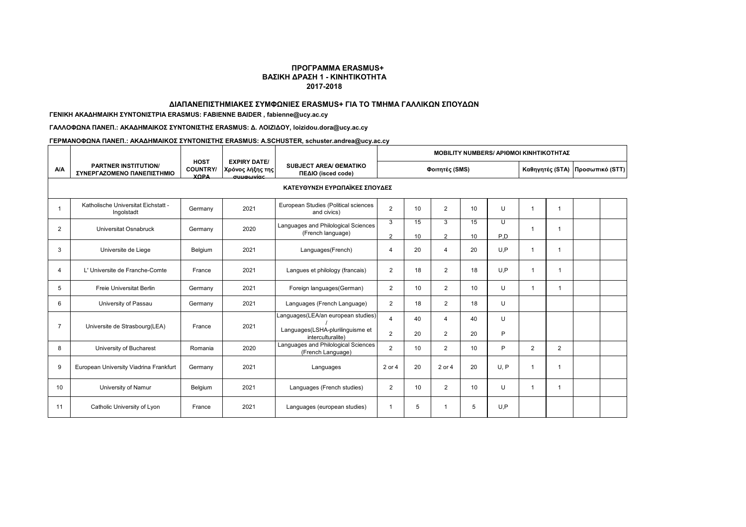**ΠΡΟΓΡΑΜΜΑ ERASMUS+**
**ΒΑΣΙΚΗ ΔΡΑΣΗ 1 - ΚΙΝΗΤΙΚΟΤΗΤΑ**
**2017-2018**

**ΔΙΑΠΑΝΕΠΙΣΤΗΜΙΑΚΕΣ ΣΥΜΦΩΝΙΕΣ ERASMUS+ ΓΙΑ ΤΟ ΤΜΗΜΑ ΓΑΛΛΙΚΩΝ ΣΠΟΥΔΩΝ**

**ΓΕΝΙΚΗ ΑΚΑΔΗΜΑΙΚΗ ΣΥΝΤΟΝΙΣΤΡΙΑ ERASMUS: FABIENNE BAIDER , fabienne@ucy.ac.cy**

**ΓΑΛΛΟΦΩΝΑ ΠΑΝΕΠ.: ΑΚΑΔΗΜΑΙΚΟΣ ΣΥΝΤΟΝΙΣΤΗΣ ERASMUS: Δ. ΛΟΙΖΙΔΟΥ, loizidou.dora@ucy.ac.cy**

**ΓΕΡΜΑΝΟΦΩΝΑ ΠΑΝΕΠ.: ΑΚΑΔΗΜΑΙΚΟΣ ΣΥΝΤΟΝΙΣΤΗΣ ERASMUS: A.SCHUSTER, schuster.andrea@ucy.ac.cy**

| A/A | PARTNER INSTITUTION/ ΣΥΝΕΡΓΑΖΟΜΕΝΟ ΠΑΝΕΠΙΣΤΗΜΙΟ | HOST COUNTRY/ ΧΩΡΑ | EXPIRY DATE/ Χρόνος λήξης της συμφωνίας | SUBJECT AREA/ ΘΕΜΑΤΙΚΟ ΠΕΔΙΟ (isced code) | MOBILITY NUMBERS/ ΑΡΙΘΜΟΙ ΚΙΝΗΤΙΚΟΤΗΤΑΣ | | | | | | | | |
|---|---|---|---|---|---|---|---|---|---|---|---|---|---|
| | | | | | Φοιτητές (SMS) | | | | | Καθηγητές (STA) | | Προσωπικό (STT) | |
| | **ΚΑΤΕΥΘΥΝΣΗ ΕΥΡΩΠΑΪΚΕΣ ΣΠΟΥΔΕΣ** | | | | | | | | | | | | |
| 1 | Katholische Universitat Eichstatt - Ingolstadt | Germany | 2021 | European Studies (Political sciences and civics) | 2 | 10 | 2 | 10 | U | 1 | 1 | | |
| 2 | Universitat Osnabruck | Germany | 2020 | Languages and Philological Sciences (French language) | 3 | 15 | 3 | 15 | U | 1 | 1 | | |
| | | | | | 2 | 10 | 2 | 10 | P,D | | | | |
| 3 | Universite de Liege | Belgium | 2021 | Languages(French) | 4 | 20 | 4 | 20 | U,P | 1 | 1 | | |
| 4 | L' Universite de Franche-Comte | France | 2021 | Langues et philology (francais) | 2 | 18 | 2 | 18 | U,P | 1 | 1 | | |
| 5 | Freie Universitat Berlin | Germany | 2021 | Foreign languages(German) | 2 | 10 | 2 | 10 | U | 1 | 1 | | |
| 6 | University of Passau | Germany | 2021 | Languages (French Language) | 2 | 18 | 2 | 18 | U | | | | |
| 7 | Universite de Strasbourg(LEA) | France | 2021 | Languages(LEA/an european studies) / | 4 | 40 | 4 | 40 | U | | | | |
| | | | | Languages(LSHA-plurilinguisme et interculturalite) | 2 | 20 | 2 | 20 | P | | | | |
| 8 | University of Bucharest | Romania | 2020 | Languages and Philological Sciences (French Language) | 2 | 10 | 2 | 10 | P | 2 | 2 | | |
| 9 | European University Viadrina Frankfurt | Germany | 2021 | Languages | 2 or 4 | 20 | 2 or 4 | 20 | U, P | 1 | 1 | | |
| 10 | University of Namur | Belgium | 2021 | Languages (French studies) | 2 | 10 | 2 | 10 | U | 1 | 1 | | |
| 11 | Catholic University of Lyon | France | 2021 | Languages (european studies) | 1 | 5 | 1 | 5 | U,P | | | | |